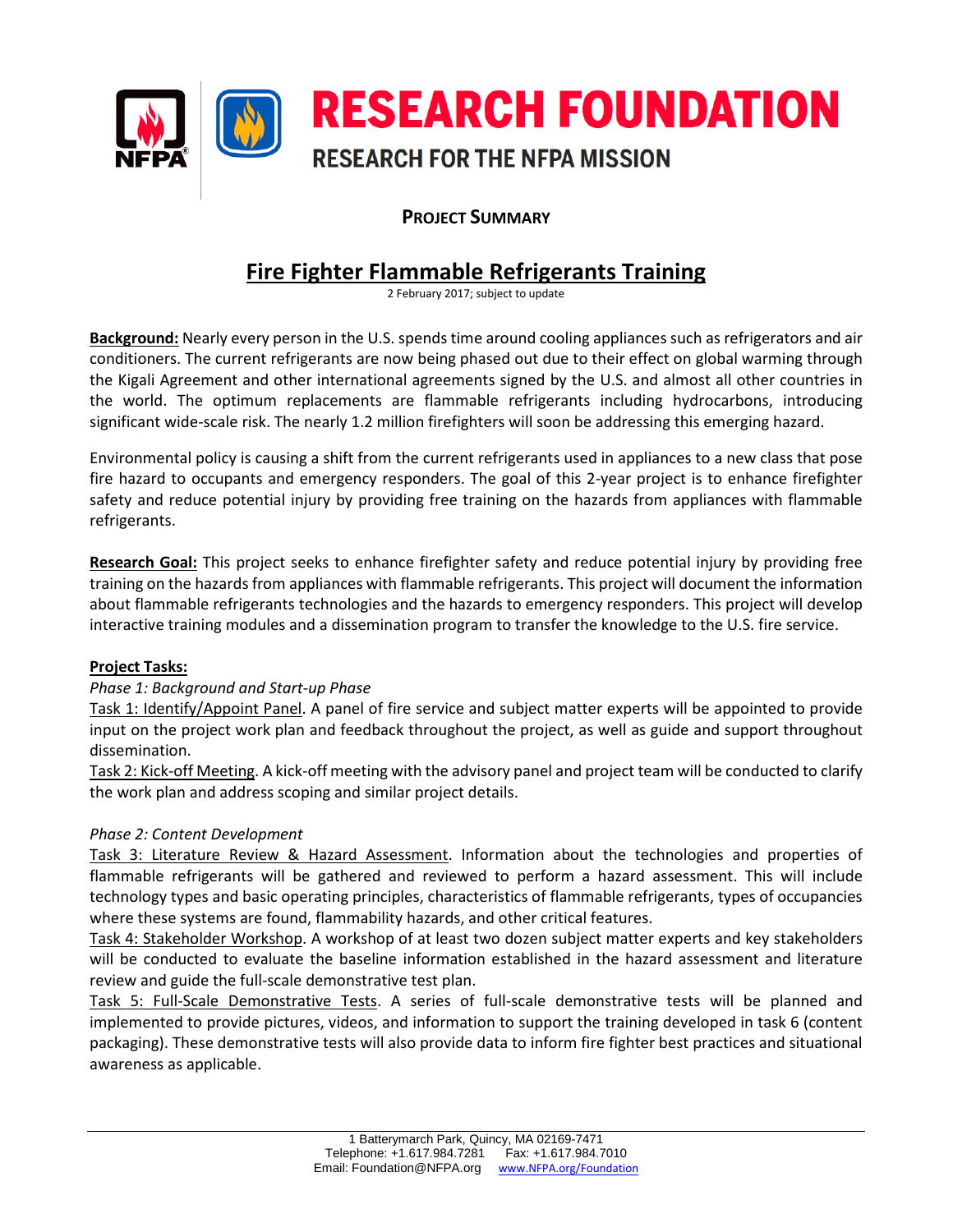# RESEARCH FOUNDATION

RESEARCH FOR THE NFPA MISSION

**PROJECT SUMMARY**

## Fire Fighter Flammable Refrigerants Training

2 February 2017; subject to update

**Background:** Nearly every person in the U.S. spends time around cooling appliances such as refrigerators and air conditioners. The current refrigerants are now being phased out due to their effect on global warming through the Kigali Agreement and other international agreements signed by the U.S. and almost all other countries in the world. The optimum replacements are flammable refrigerants including hydrocarbons, introducing significant wide-scale risk. The nearly 1.2 million firefighters will soon be addressing this emerging hazard.

Environmental policy is causing a shift from the current refrigerants used in appliances to a new class that pose fire hazard to occupants and emergency responders. The goal of this 2-year project is to enhance firefighter safety and reduce potential injury by providing free training on the hazards from appliances with flammable refrigerants.

**Research Goal:** This project seeks to enhance firefighter safety and reduce potential injury by providing free training on the hazards from appliances with flammable refrigerants. This project will document the information about flammable refrigerants technologies and the hazards to emergency responders. This project will develop interactive training modules and a dissemination program to transfer the knowledge to the U.S. fire service.

**Project Tasks:**

*Phase 1: Background and Start-up Phase*

Task 1: Identify/Appoint Panel. A panel of fire service and subject matter experts will be appointed to provide input on the project work plan and feedback throughout the project, as well as guide and support throughout dissemination.

Task 2: Kick-off Meeting. A kick-off meeting with the advisory panel and project team will be conducted to clarify the work plan and address scoping and similar project details.

*Phase 2: Content Development*

Task 3: Literature Review & Hazard Assessment. Information about the technologies and properties of flammable refrigerants will be gathered and reviewed to perform a hazard assessment. This will include technology types and basic operating principles, characteristics of flammable refrigerants, types of occupancies where these systems are found, flammability hazards, and other critical features.

Task 4: Stakeholder Workshop. A workshop of at least two dozen subject matter experts and key stakeholders will be conducted to evaluate the baseline information established in the hazard assessment and literature review and guide the full-scale demonstrative test plan.

Task 5: Full-Scale Demonstrative Tests. A series of full-scale demonstrative tests will be planned and implemented to provide pictures, videos, and information to support the training developed in task 6 (content packaging). These demonstrative tests will also provide data to inform fire fighter best practices and situational awareness as applicable.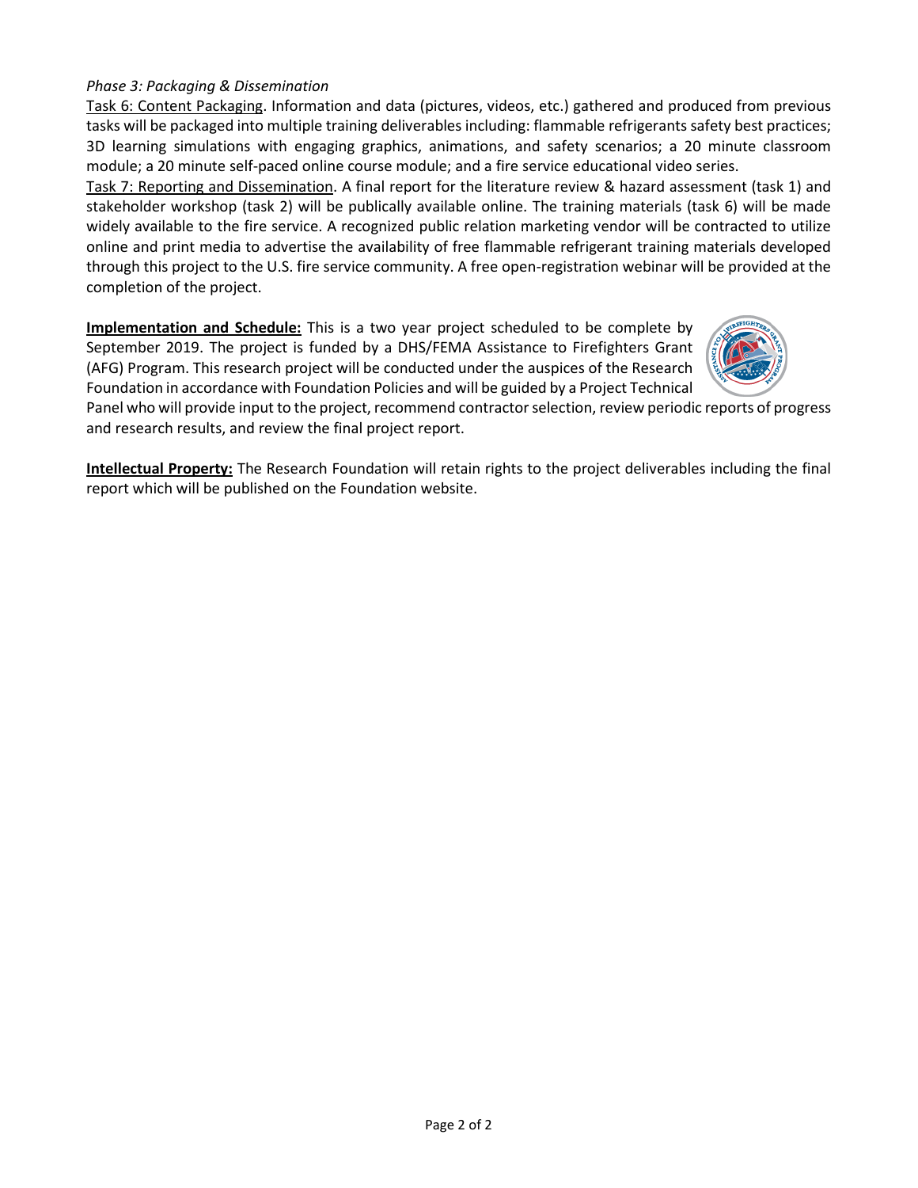*Phase 3: Packaging & Dissemination*

Task 6: Content Packaging. Information and data (pictures, videos, etc.) gathered and produced from previous tasks will be packaged into multiple training deliverables including: flammable refrigerants safety best practices; 3D learning simulations with engaging graphics, animations, and safety scenarios; a 20 minute classroom module; a 20 minute self-paced online course module; and a fire service educational video series.

Task 7: Reporting and Dissemination. A final report for the literature review & hazard assessment (task 1) and stakeholder workshop (task 2) will be publically available online. The training materials (task 6) will be made widely available to the fire service. A recognized public relation marketing vendor will be contracted to utilize online and print media to advertise the availability of free flammable refrigerant training materials developed through this project to the U.S. fire service community. A free open-registration webinar will be provided at the completion of the project.

**Implementation and Schedule:** This is a two year project scheduled to be complete by September 2019. The project is funded by a DHS/FEMA Assistance to Firefighters Grant (AFG) Program. This research project will be conducted under the auspices of the Research Foundation in accordance with Foundation Policies and will be guided by a Project Technical Panel who will provide input to the project, recommend contractor selection, review periodic reports of progress and research results, and review the final project report.

**Intellectual Property:** The Research Foundation will retain rights to the project deliverables including the final report which will be published on the Foundation website.